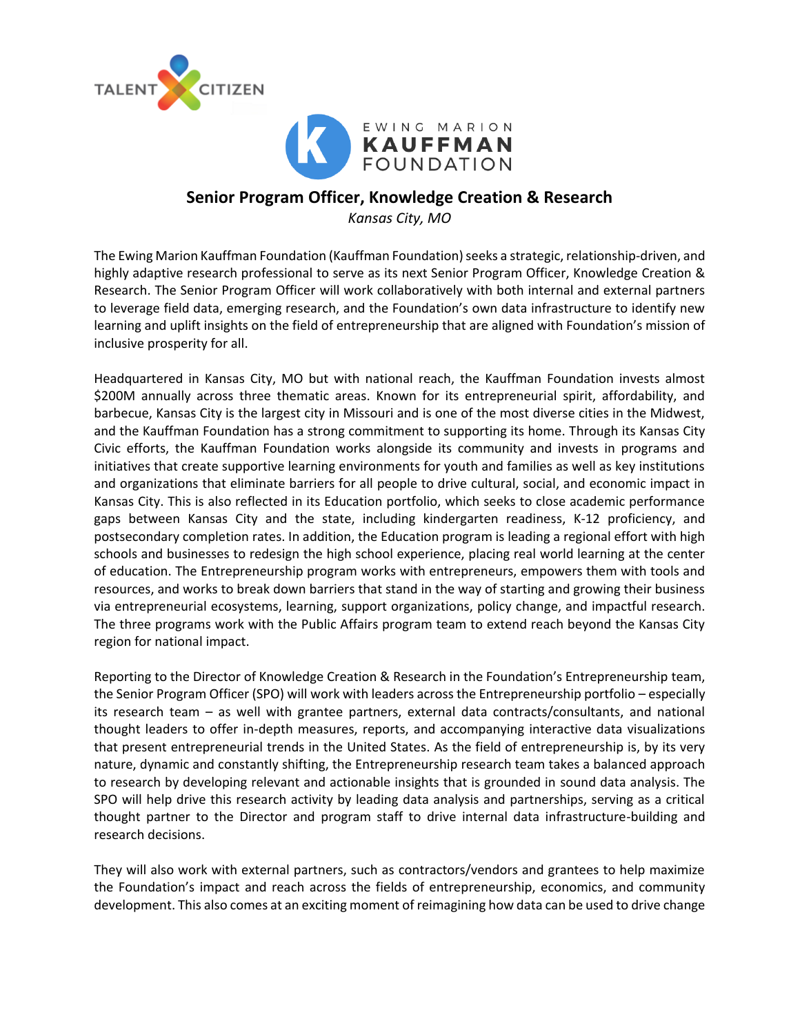TALENT CITIZEN

EWING MARION KAUFFMAN FOUNDATION

# Senior Program Officer, Knowledge Creation & Research

*Kansas City, MO*

The Ewing Marion Kauffman Foundation (Kauffman Foundation) seeks a strategic, relationship-driven, and highly adaptive research professional to serve as its next Senior Program Officer, Knowledge Creation & Research. The Senior Program Officer will work collaboratively with both internal and external partners to leverage field data, emerging research, and the Foundation's own data infrastructure to identify new learning and uplift insights on the field of entrepreneurship that are aligned with Foundation's mission of inclusive prosperity for all.

Headquartered in Kansas City, MO but with national reach, the Kauffman Foundation invests almost $200M annually across three thematic areas. Known for its entrepreneurial spirit, affordability, and barbecue, Kansas City is the largest city in Missouri and is one of the most diverse cities in the Midwest, and the Kauffman Foundation has a strong commitment to supporting its home. Through its Kansas City Civic efforts, the Kauffman Foundation works alongside its community and invests in programs and initiatives that create supportive learning environments for youth and families as well as key institutions and organizations that eliminate barriers for all people to drive cultural, social, and economic impact in Kansas City. This is also reflected in its Education portfolio, which seeks to close academic performance gaps between Kansas City and the state, including kindergarten readiness, K-12 proficiency, and postsecondary completion rates. In addition, the Education program is leading a regional effort with high schools and businesses to redesign the high school experience, placing real world learning at the center of education. The Entrepreneurship program works with entrepreneurs, empowers them with tools and resources, and works to break down barriers that stand in the way of starting and growing their business via entrepreneurial ecosystems, learning, support organizations, policy change, and impactful research. The three programs work with the Public Affairs program team to extend reach beyond the Kansas City region for national impact.

Reporting to the Director of Knowledge Creation & Research in the Foundation's Entrepreneurship team, the Senior Program Officer (SPO) will work with leaders across the Entrepreneurship portfolio – especially its research team – as well with grantee partners, external data contracts/consultants, and national thought leaders to offer in-depth measures, reports, and accompanying interactive data visualizations that present entrepreneurial trends in the United States. As the field of entrepreneurship is, by its very nature, dynamic and constantly shifting, the Entrepreneurship research team takes a balanced approach to research by developing relevant and actionable insights that is grounded in sound data analysis. The SPO will help drive this research activity by leading data analysis and partnerships, serving as a critical thought partner to the Director and program staff to drive internal data infrastructure-building and research decisions.

They will also work with external partners, such as contractors/vendors and grantees to help maximize the Foundation's impact and reach across the fields of entrepreneurship, economics, and community development. This also comes at an exciting moment of reimagining how data can be used to drive change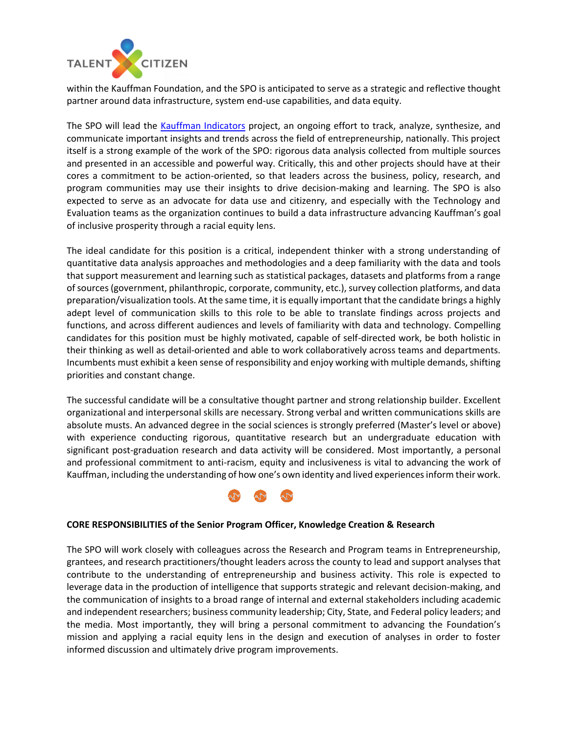within the Kauffman Foundation, and the SPO is anticipated to serve as a strategic and reflective thought partner around data infrastructure, system end-use capabilities, and data equity.

The SPO will lead the [Kauffman Indicators](#) project, an ongoing effort to track, analyze, synthesize, and communicate important insights and trends across the field of entrepreneurship, nationally. This project itself is a strong example of the work of the SPO: rigorous data analysis collected from multiple sources and presented in an accessible and powerful way. Critically, this and other projects should have at their cores a commitment to be action-oriented, so that leaders across the business, policy, research, and program communities may use their insights to drive decision-making and learning. The SPO is also expected to serve as an advocate for data use and citizenry, and especially with the Technology and Evaluation teams as the organization continues to build a data infrastructure advancing Kauffman's goal of inclusive prosperity through a racial equity lens.

The ideal candidate for this position is a critical, independent thinker with a strong understanding of quantitative data analysis approaches and methodologies and a deep familiarity with the data and tools that support measurement and learning such as statistical packages, datasets and platforms from a range of sources (government, philanthropic, corporate, community, etc.), survey collection platforms, and data preparation/visualization tools. At the same time, it is equally important that the candidate brings a highly adept level of communication skills to this role to be able to translate findings across projects and functions, and across different audiences and levels of familiarity with data and technology. Compelling candidates for this position must be highly motivated, capable of self-directed work, be both holistic in their thinking as well as detail-oriented and able to work collaboratively across teams and departments. Incumbents must exhibit a keen sense of responsibility and enjoy working with multiple demands, shifting priorities and constant change.

The successful candidate will be a consultative thought partner and strong relationship builder. Excellent organizational and interpersonal skills are necessary. Strong verbal and written communications skills are absolute musts. An advanced degree in the social sciences is strongly preferred (Master's level or above) with experience conducting rigorous, quantitative research but an undergraduate education with significant post-graduation research and data activity will be considered. Most importantly, a personal and professional commitment to anti-racism, equity and inclusiveness is vital to advancing the work of Kauffman, including the understanding of how one's own identity and lived experiences inform their work.

**CORE RESPONSIBILITIES of the Senior Program Officer, Knowledge Creation & Research**

The SPO will work closely with colleagues across the Research and Program teams in Entrepreneurship, grantees, and research practitioners/thought leaders across the county to lead and support analyses that contribute to the understanding of entrepreneurship and business activity. This role is expected to leverage data in the production of intelligence that supports strategic and relevant decision-making, and the communication of insights to a broad range of internal and external stakeholders including academic and independent researchers; business community leadership; City, State, and Federal policy leaders; and the media. Most importantly, they will bring a personal commitment to advancing the Foundation's mission and applying a racial equity lens in the design and execution of analyses in order to foster informed discussion and ultimately drive program improvements.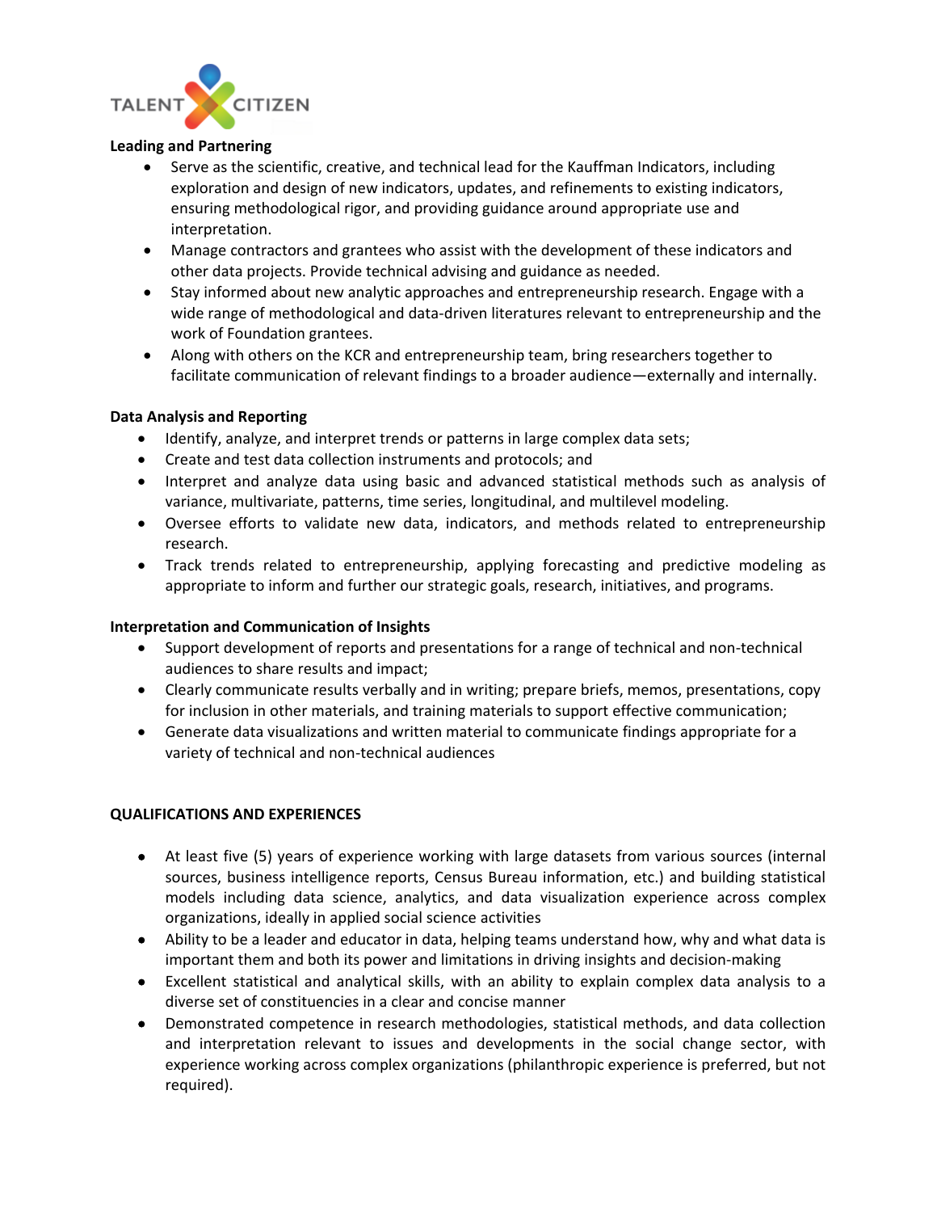**Leading and Partnering**

- Serve as the scientific, creative, and technical lead for the Kauffman Indicators, including exploration and design of new indicators, updates, and refinements to existing indicators, ensuring methodological rigor, and providing guidance around appropriate use and interpretation.
- Manage contractors and grantees who assist with the development of these indicators and other data projects. Provide technical advising and guidance as needed.
- Stay informed about new analytic approaches and entrepreneurship research. Engage with a wide range of methodological and data-driven literatures relevant to entrepreneurship and the work of Foundation grantees.
- Along with others on the KCR and entrepreneurship team, bring researchers together to facilitate communication of relevant findings to a broader audience—externally and internally.

**Data Analysis and Reporting**

- Identify, analyze, and interpret trends or patterns in large complex data sets;
- Create and test data collection instruments and protocols; and
- Interpret and analyze data using basic and advanced statistical methods such as analysis of variance, multivariate, patterns, time series, longitudinal, and multilevel modeling.
- Oversee efforts to validate new data, indicators, and methods related to entrepreneurship research.
- Track trends related to entrepreneurship, applying forecasting and predictive modeling as appropriate to inform and further our strategic goals, research, initiatives, and programs.

**Interpretation and Communication of Insights**

- Support development of reports and presentations for a range of technical and non-technical audiences to share results and impact;
- Clearly communicate results verbally and in writing; prepare briefs, memos, presentations, copy for inclusion in other materials, and training materials to support effective communication;
- Generate data visualizations and written material to communicate findings appropriate for a variety of technical and non-technical audiences

**QUALIFICATIONS AND EXPERIENCES**

- At least five (5) years of experience working with large datasets from various sources (internal sources, business intelligence reports, Census Bureau information, etc.) and building statistical models including data science, analytics, and data visualization experience across complex organizations, ideally in applied social science activities
- Ability to be a leader and educator in data, helping teams understand how, why and what data is important them and both its power and limitations in driving insights and decision-making
- Excellent statistical and analytical skills, with an ability to explain complex data analysis to a diverse set of constituencies in a clear and concise manner
- Demonstrated competence in research methodologies, statistical methods, and data collection and interpretation relevant to issues and developments in the social change sector, with experience working across complex organizations (philanthropic experience is preferred, but not required).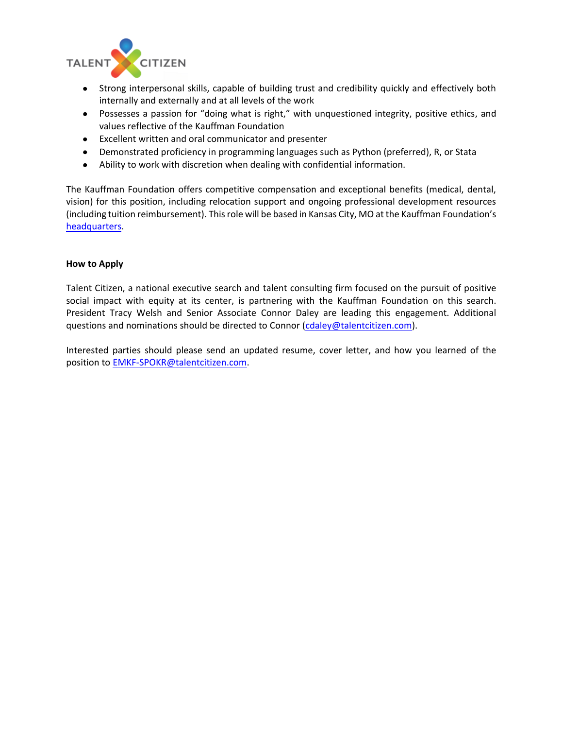- Strong interpersonal skills, capable of building trust and credibility quickly and effectively both internally and externally and at all levels of the work
- Possesses a passion for "doing what is right," with unquestioned integrity, positive ethics, and values reflective of the Kauffman Foundation
- Excellent written and oral communicator and presenter
- Demonstrated proficiency in programming languages such as Python (preferred), R, or Stata
- Ability to work with discretion when dealing with confidential information.

The Kauffman Foundation offers competitive compensation and exceptional benefits (medical, dental, vision) for this position, including relocation support and ongoing professional development resources (including tuition reimbursement). This role will be based in Kansas City, MO at the Kauffman Foundation's headquarters.

**How to Apply**

Talent Citizen, a national executive search and talent consulting firm focused on the pursuit of positive social impact with equity at its center, is partnering with the Kauffman Foundation on this search. President Tracy Welsh and Senior Associate Connor Daley are leading this engagement. Additional questions and nominations should be directed to Connor (cdaley@talentcitizen.com).

Interested parties should please send an updated resume, cover letter, and how you learned of the position to EMKF-SPOKR@talentcitizen.com.